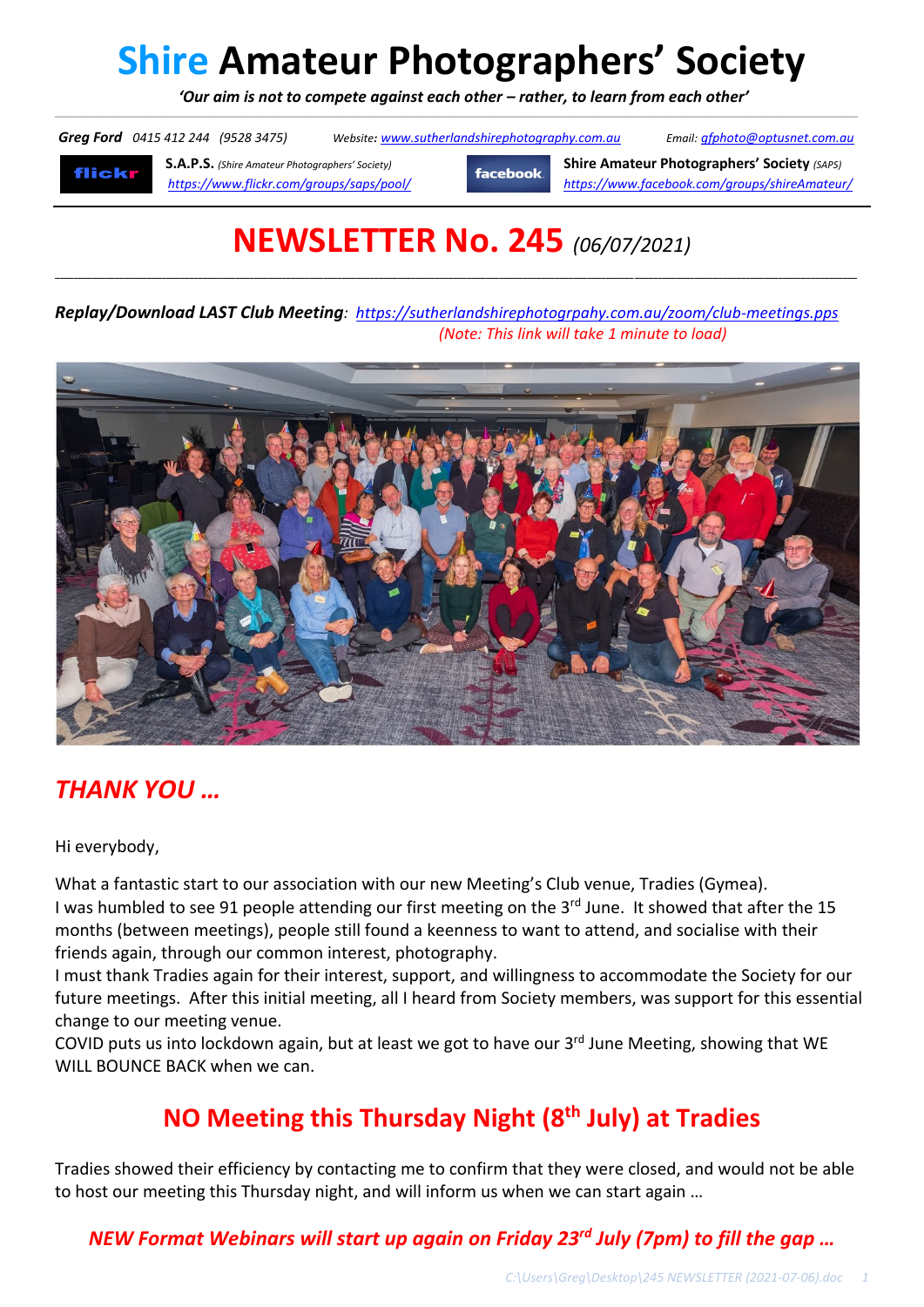# Shire Amateur Photographers' Society

*'Our aim is not to compete against each other – rather, to learn from each other'*

***Greg Ford*** *0415 412 244 (9528 3475)* Website: *www.sutherlandshirephotography.com.au* Email: *gfphoto@optusnet.com.au*

**S.A.P.S.** *(Shire Amateur Photographers' Society)* *https://www.flickr.com/groups/saps/pool/*

**Shire Amateur Photographers' Society** *(SAPS)* *https://www.facebook.com/groups/shireAmateur/*

# NEWSLETTER No. 245 *(06/07/2021)*

***Replay/Download LAST Club Meeting***: *https://sutherlandshirephotogrpahy.com.au/zoom/club-meetings.pps*
*(Note: This link will take 1 minute to load)*

## *THANK YOU …*

Hi everybody,

What a fantastic start to our association with our new Meeting's Club venue, Tradies (Gymea).
I was humbled to see 91 people attending our first meeting on the 3rd June. It showed that after the 15 months (between meetings), people still found a keenness to want to attend, and socialise with their friends again, through our common interest, photography.
I must thank Tradies again for their interest, support, and willingness to accommodate the Society for our future meetings. After this initial meeting, all I heard from Society members, was support for this essential change to our meeting venue.
COVID puts us into lockdown again, but at least we got to have our 3rd June Meeting, showing that WE WILL BOUNCE BACK when we can.

## NO Meeting this Thursday Night (8th July) at Tradies

Tradies showed their efficiency by contacting me to confirm that they were closed, and would not be able to host our meeting this Thursday night, and will inform us when we can start again …

### *NEW Format Webinars will start up again on Friday 23rd July (7pm) to fill the gap …*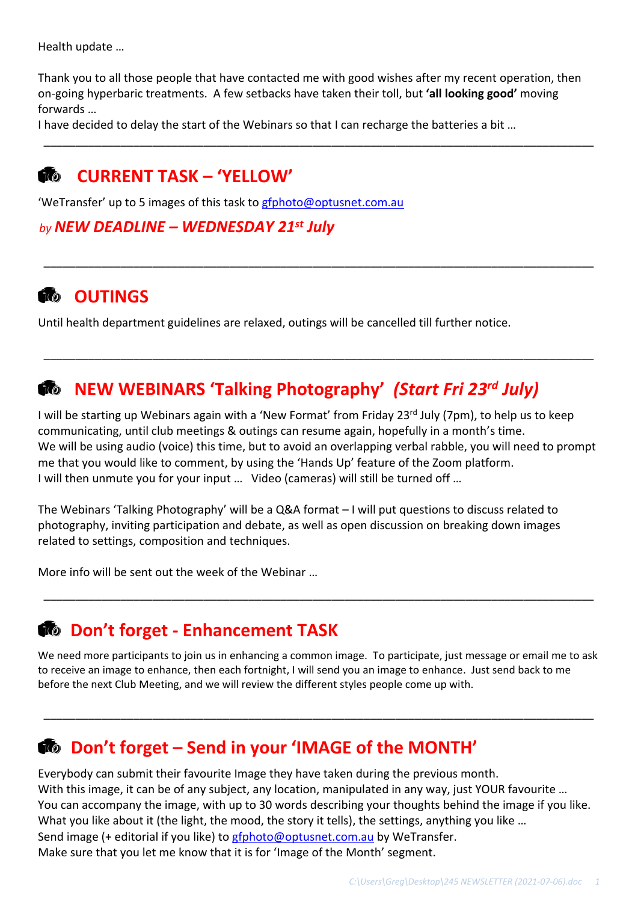Health update …

Thank you to all those people that have contacted me with good wishes after my recent operation, then on-going hyperbaric treatments. A few setbacks have taken their toll, but **'all looking good'** moving forwards …
I have decided to delay the start of the Webinars so that I can recharge the batteries a bit …

---

## CURRENT TASK – 'YELLOW'

'WeTransfer' up to 5 images of this task to gfphoto@optusnet.com.au

*by* ***NEW DEADLINE – WEDNESDAY 21st July***

---

## OUTINGS

Until health department guidelines are relaxed, outings will be cancelled till further notice.

---

## NEW WEBINARS 'Talking Photography' *(Start Fri 23rd July)*

I will be starting up Webinars again with a 'New Format' from Friday 23rd July (7pm), to help us to keep communicating, until club meetings & outings can resume again, hopefully in a month's time.
We will be using audio (voice) this time, but to avoid an overlapping verbal rabble, you will need to prompt me that you would like to comment, by using the 'Hands Up' feature of the Zoom platform.
I will then unmute you for your input … Video (cameras) will still be turned off …

The Webinars 'Talking Photography' will be a Q&A format – I will put questions to discuss related to photography, inviting participation and debate, as well as open discussion on breaking down images related to settings, composition and techniques.

More info will be sent out the week of the Webinar …

---

## Don't forget - Enhancement TASK

We need more participants to join us in enhancing a common image. To participate, just message or email me to ask to receive an image to enhance, then each fortnight, I will send you an image to enhance. Just send back to me before the next Club Meeting, and we will review the different styles people come up with.

---

## Don't forget – Send in your 'IMAGE of the MONTH'

Everybody can submit their favourite Image they have taken during the previous month.
With this image, it can be of any subject, any location, manipulated in any way, just YOUR favourite …
You can accompany the image, with up to 30 words describing your thoughts behind the image if you like.
What you like about it (the light, the mood, the story it tells), the settings, anything you like …
Send image (+ editorial if you like) to gfphoto@optusnet.com.au by WeTransfer.
Make sure that you let me know that it is for 'Image of the Month' segment.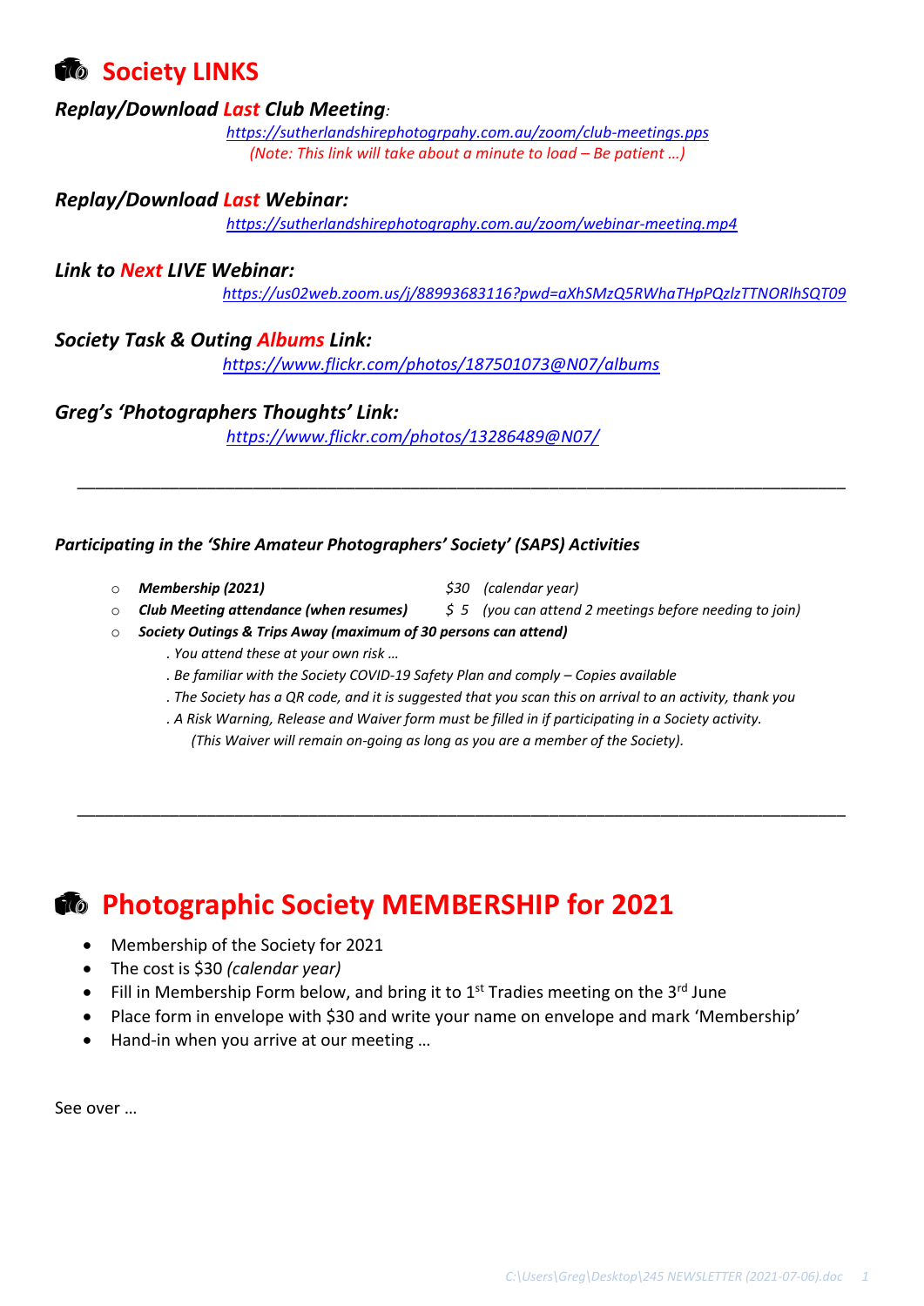## Society LINKS

***Replay/Download Last Club Meeting:***

*https://sutherlandshirephotogrpahy.com.au/zoom/club-meetings.pps*
*(Note: This link will take about a minute to load – Be patient …)*

***Replay/Download Last Webinar:***

*https://sutherlandshirephotography.com.au/zoom/webinar-meeting.mp4*

***Link to Next LIVE Webinar:***

*https://us02web.zoom.us/j/88993683116?pwd=aXhSMzQ5RWhaTHpPQzlzTTNORlhSQT09*

***Society Task & Outing Albums Link:***

*https://www.flickr.com/photos/187501073@N07/albums*

***Greg's 'Photographers Thoughts' Link:***

*https://www.flickr.com/photos/13286489@N07/*

---

***Participating in the 'Shire Amateur Photographers' Society' (SAPS) Activities***

- ***Membership (2021)*** — *$30 (calendar year)*
- ***Club Meeting attendance (when resumes)*** — *$ 5 (you can attend 2 meetings before needing to join)*
- ***Society Outings & Trips Away (maximum of 30 persons can attend)***
  - *. You attend these at your own risk …*
  - *. Be familiar with the Society COVID-19 Safety Plan and comply – Copies available*
  - *. The Society has a QR code, and it is suggested that you scan this on arrival to an activity, thank you*
  - *. A Risk Warning, Release and Waiver form must be filled in if participating in a Society activity.*
    *(This Waiver will remain on-going as long as you are a member of the Society).*

---

## Photographic Society MEMBERSHIP for 2021

- Membership of the Society for 2021
- The cost is $30 *(calendar year)*
- Fill in Membership Form below, and bring it to 1st Tradies meeting on the 3rd June
- Place form in envelope with $30 and write your name on envelope and mark 'Membership'
- Hand-in when you arrive at our meeting …

See over …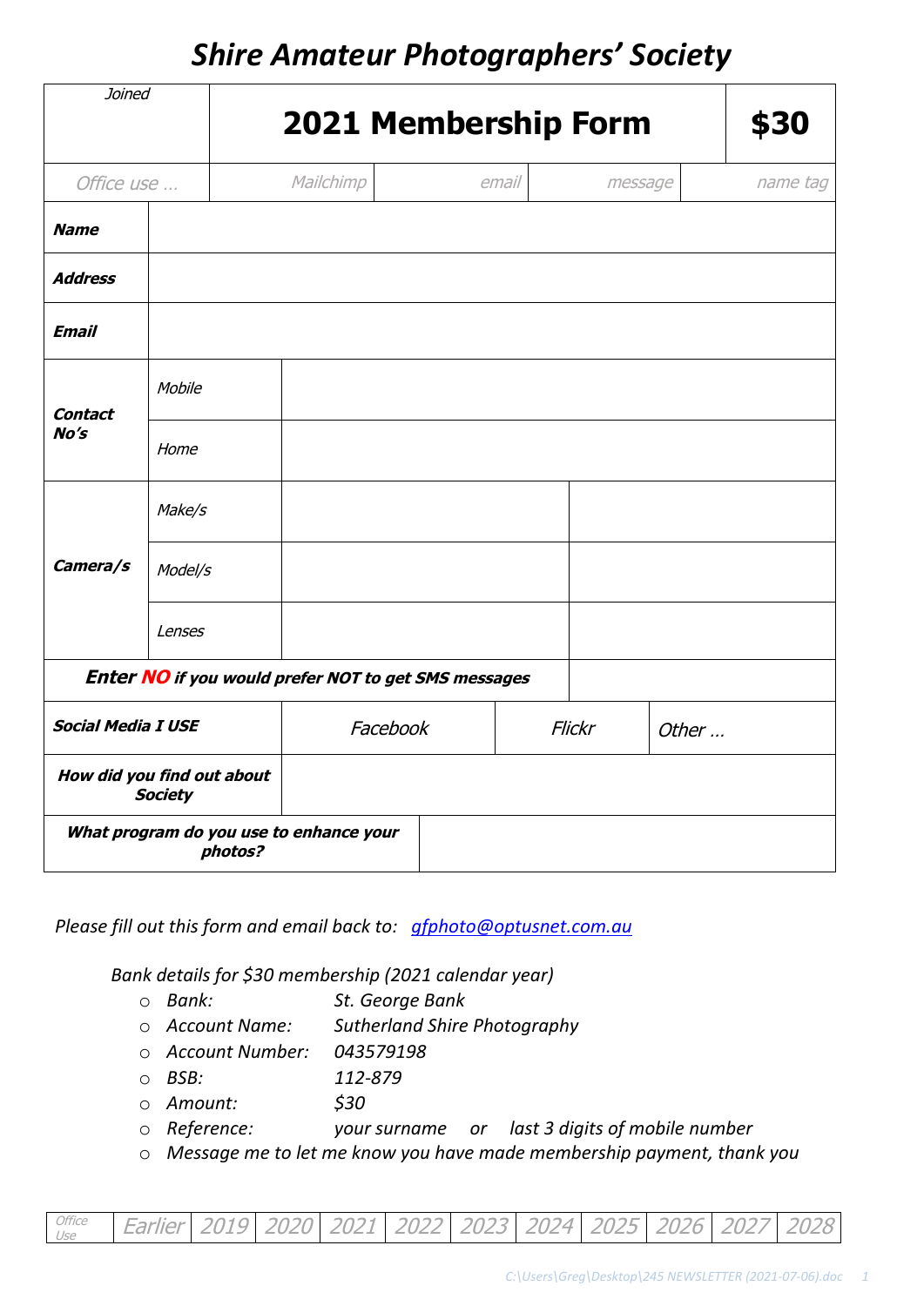# *Shire Amateur Photographers' Society*

| *Joined* | **2021 Membership Form** | | | | **$30** |
|---|---|---|---|---|---|
| *Office use …* | *Mailchimp* | *email* | *message* | | *name tag* |

| | | | |
|---|---|---|---|
| ***Name*** | | | |
| ***Address*** | | | |
| ***Email*** | | | |
| ***Contact No's*** | *Mobile* | | |
| | *Home* | | |
| ***Camera/s*** | *Make/s* | | |
| | *Model/s* | | |
| | *Lenses* | | |
| ***Enter NO if you would prefer NOT to get SMS messages*** | | | |

| | | | |
|---|---|---|---|
| ***Social Media I USE*** | *Facebook* | *Flickr* | *Other …* |
| ***How did you find out about Society*** | | | |
| ***What program do you use to enhance your photos?*** | | | |

*Please fill out this form and email back to: gfphoto@optusnet.com.au*

*Bank details for $30 membership (2021 calendar year)*

- *Bank:* *St. George Bank*
- *Account Name:* *Sutherland Shire Photography*
- *Account Number:* *043579198*
- *BSB:* *112-879*
- *Amount:* *$30*
- *Reference:* *your surname or last 3 digits of mobile number*
- *Message me to let me know you have made membership payment, thank you*

| *Office Use* | *Earlier* | *2019* | *2020* | *2021* | *2022* | *2023* | *2024* | *2025* | *2026* | *2027* | *2028* |
|---|---|---|---|---|---|---|---|---|---|---|---|

C:\Users\Greg\Desktop\245 NEWSLETTER (2021-07-06).doc